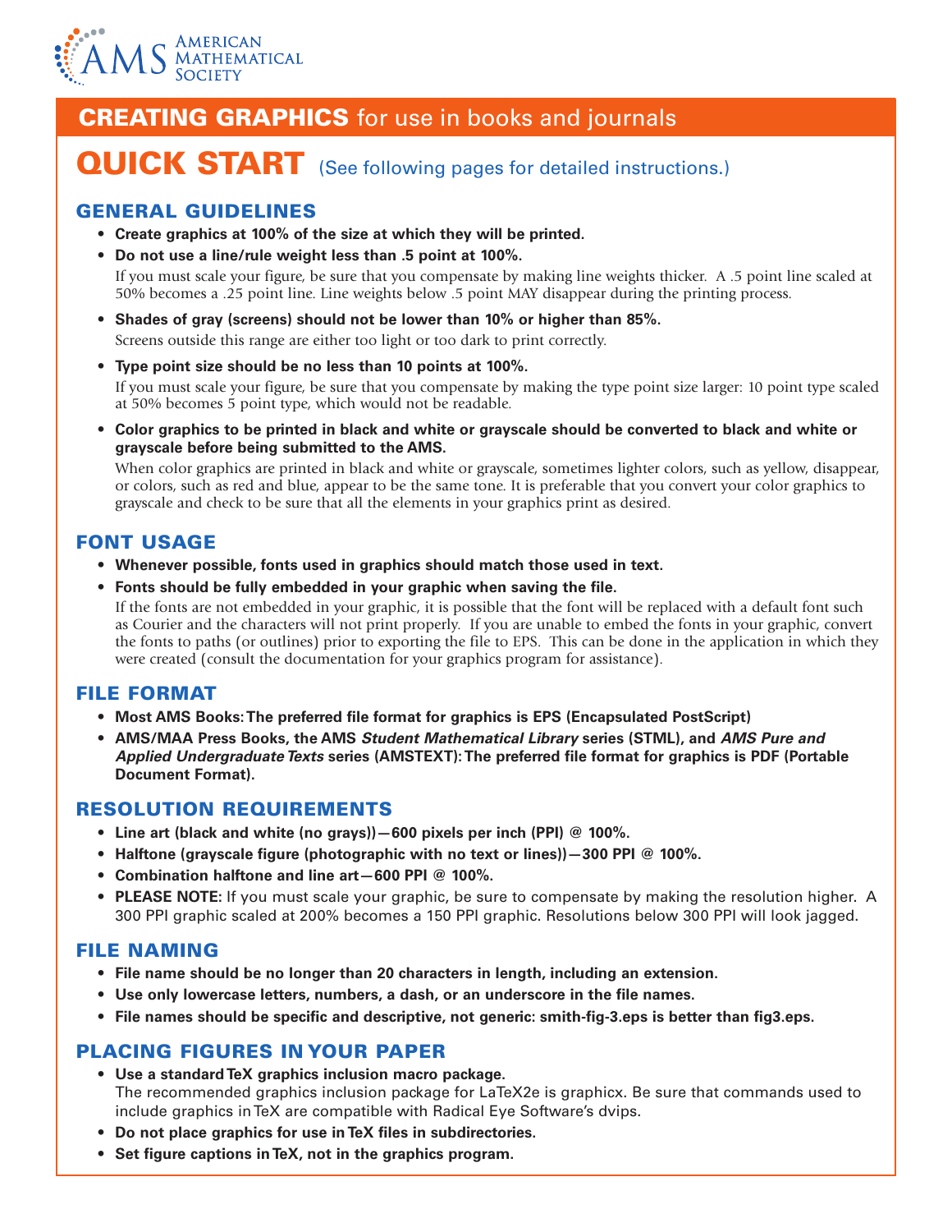AMERICAN MATHEMATICAL SOCIETY

# CREATING GRAPHICS for use in books and journals

# QUICK START (See following pages for detailed instructions.)

## GENERAL GUIDELINES

- **Create graphics at 100% of the size at which they will be printed.**
- **Do not use a line/rule weight less than .5 point at 100%.**
  If you must scale your figure, be sure that you compensate by making line weights thicker. A .5 point line scaled at 50% becomes a .25 point line. Line weights below .5 point MAY disappear during the printing process.
- **Shades of gray (screens) should not be lower than 10% or higher than 85%.**
  Screens outside this range are either too light or too dark to print correctly.
- **Type point size should be no less than 10 points at 100%.**
  If you must scale your figure, be sure that you compensate by making the type point size larger: 10 point type scaled at 50% becomes 5 point type, which would not be readable.
- **Color graphics to be printed in black and white or grayscale should be converted to black and white or grayscale before being submitted to the AMS.**
  When color graphics are printed in black and white or grayscale, sometimes lighter colors, such as yellow, disappear, or colors, such as red and blue, appear to be the same tone. It is preferable that you convert your color graphics to grayscale and check to be sure that all the elements in your graphics print as desired.

## FONT USAGE

- **Whenever possible, fonts used in graphics should match those used in text.**
- **Fonts should be fully embedded in your graphic when saving the file.**
  If the fonts are not embedded in your graphic, it is possible that the font will be replaced with a default font such as Courier and the characters will not print properly. If you are unable to embed the fonts in your graphic, convert the fonts to paths (or outlines) prior to exporting the file to EPS. This can be done in the application in which they were created (consult the documentation for your graphics program for assistance).

## FILE FORMAT

- **Most AMS Books: The preferred file format for graphics is EPS (Encapsulated PostScript)**
- **AMS/MAA Press Books, the AMS *Student Mathematical Library* series (STML), and *AMS Pure and Applied Undergraduate Texts* series (AMSTEXT): The preferred file format for graphics is PDF (Portable Document Format).**

## RESOLUTION REQUIREMENTS

- **Line art (black and white (no grays))—600 pixels per inch (PPI) @ 100%.**
- **Halftone (grayscale figure (photographic with no text or lines))—300 PPI @ 100%.**
- **Combination halftone and line art—600 PPI @ 100%.**
- **PLEASE NOTE:** If you must scale your graphic, be sure to compensate by making the resolution higher. A 300 PPI graphic scaled at 200% becomes a 150 PPI graphic. Resolutions below 300 PPI will look jagged.

## FILE NAMING

- **File name should be no longer than 20 characters in length, including an extension.**
- **Use only lowercase letters, numbers, a dash, or an underscore in the file names.**
- **File names should be specific and descriptive, not generic: smith-fig-3.eps is better than fig3.eps.**

## PLACING FIGURES IN YOUR PAPER

- **Use a standard TeX graphics inclusion macro package.**
  The recommended graphics inclusion package for LaTeX2e is graphicx. Be sure that commands used to include graphics in TeX are compatible with Radical Eye Software's dvips.
- **Do not place graphics for use in TeX files in subdirectories.**
- **Set figure captions in TeX, not in the graphics program.**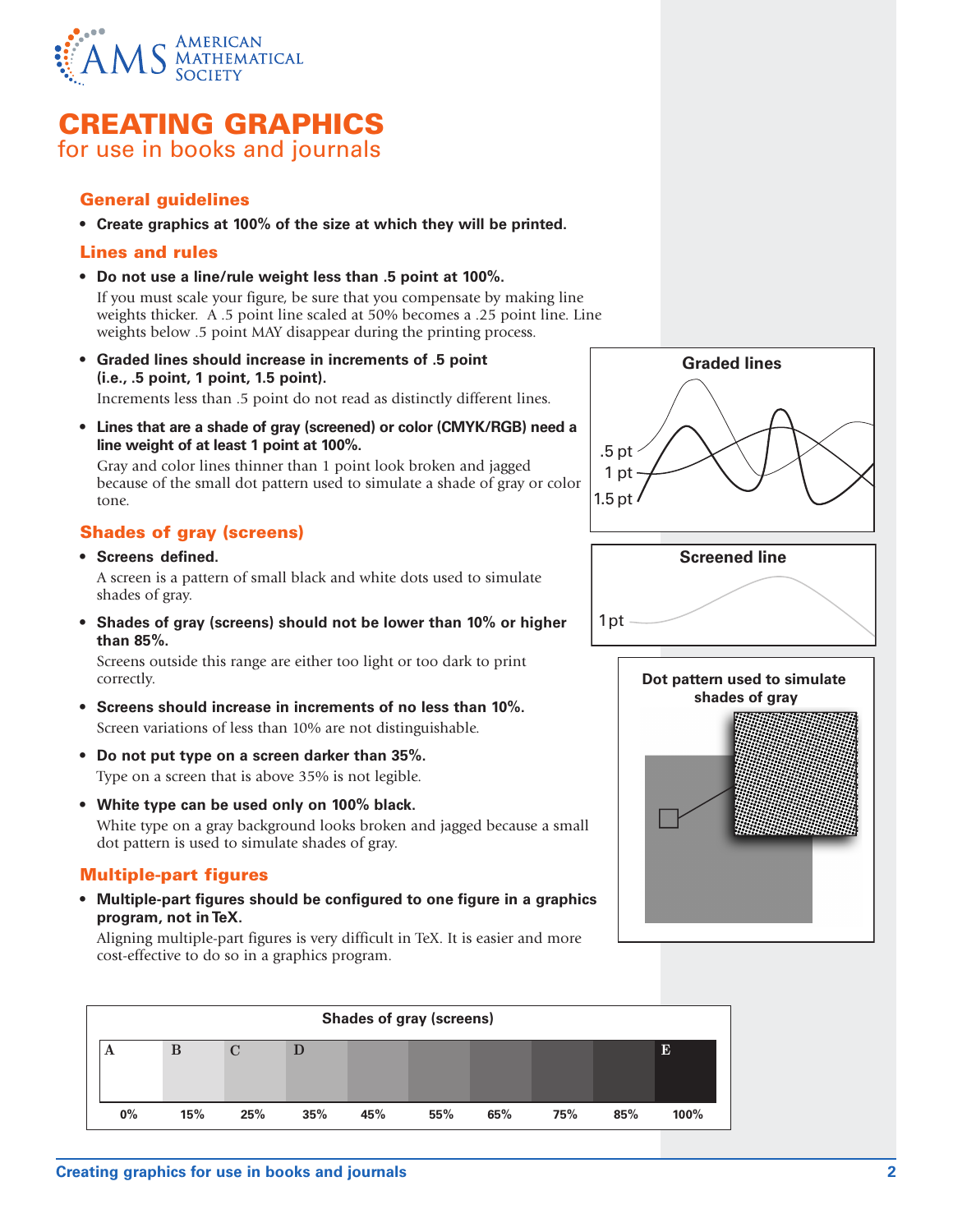# CREATING GRAPHICS

for use in books and journals

## General guidelines

- **Create graphics at 100% of the size at which they will be printed.**

## Lines and rules

- **Do not use a line/rule weight less than .5 point at 100%.**
  If you must scale your figure, be sure that you compensate by making line weights thicker. A .5 point line scaled at 50% becomes a .25 point line. Line weights below .5 point MAY disappear during the printing process.
- **Graded lines should increase in increments of .5 point (i.e., .5 point, 1 point, 1.5 point).**
  Increments less than .5 point do not read as distinctly different lines.
- **Lines that are a shade of gray (screened) or color (CMYK/RGB) need a line weight of at least 1 point at 100%.**
  Gray and color lines thinner than 1 point look broken and jagged because of the small dot pattern used to simulate a shade of gray or color tone.

Graded lines

.5 pt
1 pt
1.5 pt

Screened line

1 pt

## Shades of gray (screens)

- **Screens defined.**
  A screen is a pattern of small black and white dots used to simulate shades of gray.
- **Shades of gray (screens) should not be lower than 10% or higher than 85%.**
  Screens outside this range are either too light or too dark to print correctly.
- **Screens should increase in increments of no less than 10%.**
  Screen variations of less than 10% are not distinguishable.
- **Do not put type on a screen darker than 35%.**
  Type on a screen that is above 35% is not legible.
- **White type can be used only on 100% black.**
  White type on a gray background looks broken and jagged because a small dot pattern is used to simulate shades of gray.

Dot pattern used to simulate shades of gray

## Multiple-part figures

- **Multiple-part figures should be configured to one figure in a graphics program, not in TeX.**
  Aligning multiple-part figures is very difficult in TeX. It is easier and more cost-effective to do so in a graphics program.

Shades of gray (screens)

| A | B | C | D | | | | | | E |
|---|---|---|---|---|---|---|---|---|---|
| 0% | 15% | 25% | 35% | 45% | 55% | 65% | 75% | 85% | 100% |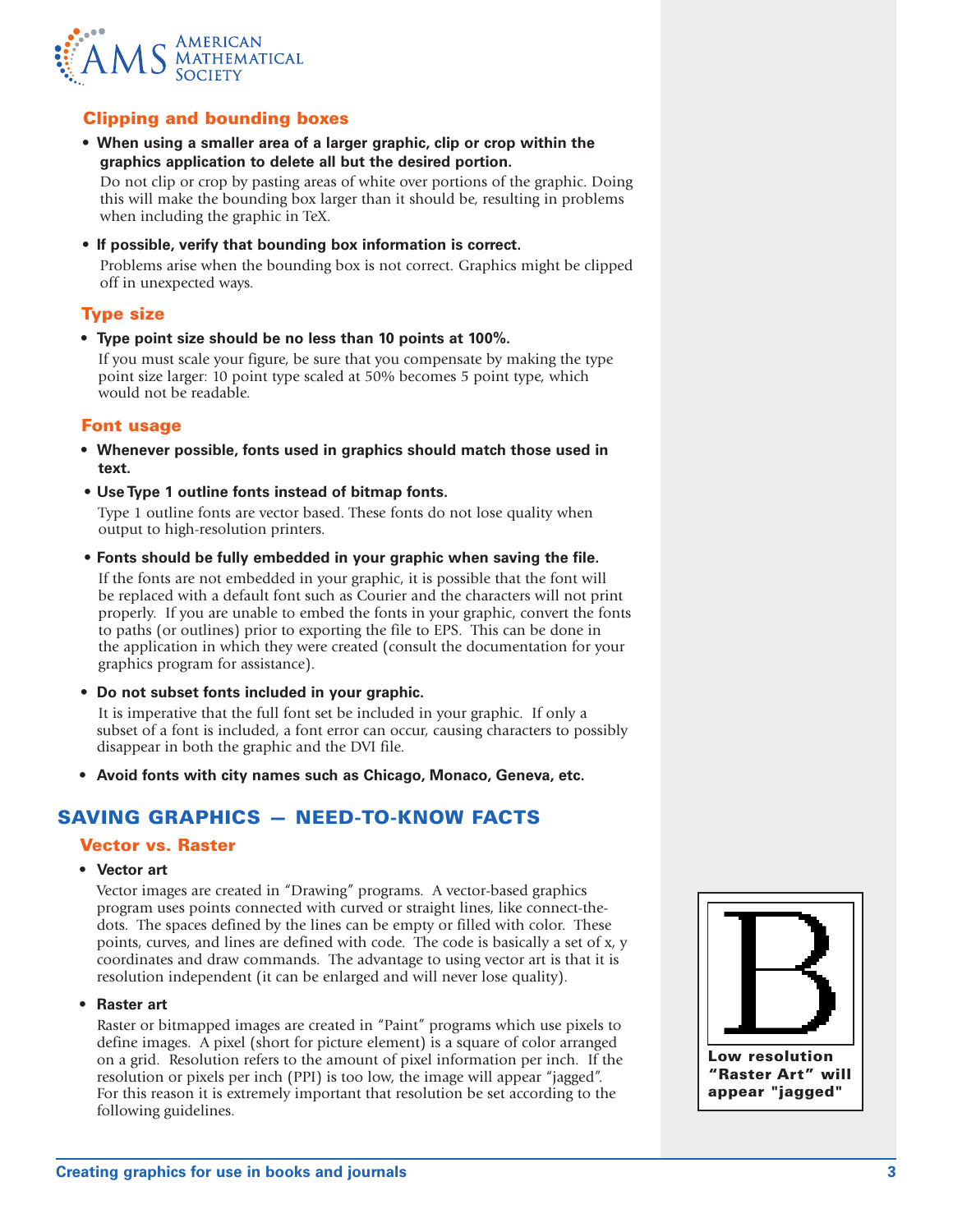### Clipping and bounding boxes

- **When using a smaller area of a larger graphic, clip or crop within the graphics application to delete all but the desired portion.**

  Do not clip or crop by pasting areas of white over portions of the graphic. Doing this will make the bounding box larger than it should be, resulting in problems when including the graphic in TeX.

- **If possible, verify that bounding box information is correct.**

  Problems arise when the bounding box is not correct. Graphics might be clipped off in unexpected ways.

### Type size

- **Type point size should be no less than 10 points at 100%.**

  If you must scale your figure, be sure that you compensate by making the type point size larger: 10 point type scaled at 50% becomes 5 point type, which would not be readable.

### Font usage

- **Whenever possible, fonts used in graphics should match those used in text.**

- **Use Type 1 outline fonts instead of bitmap fonts.**

  Type 1 outline fonts are vector based. These fonts do not lose quality when output to high-resolution printers.

- **Fonts should be fully embedded in your graphic when saving the file.**

  If the fonts are not embedded in your graphic, it is possible that the font will be replaced with a default font such as Courier and the characters will not print properly. If you are unable to embed the fonts in your graphic, convert the fonts to paths (or outlines) prior to exporting the file to EPS. This can be done in the application in which they were created (consult the documentation for your graphics program for assistance).

- **Do not subset fonts included in your graphic.**

  It is imperative that the full font set be included in your graphic. If only a subset of a font is included, a font error can occur, causing characters to possibly disappear in both the graphic and the DVI file.

- **Avoid fonts with city names such as Chicago, Monaco, Geneva, etc.**

## SAVING GRAPHICS — NEED-TO-KNOW FACTS

### Vector vs. Raster

- **Vector art**

  Vector images are created in “Drawing” programs. A vector-based graphics program uses points connected with curved or straight lines, like connect-the-dots. The spaces defined by the lines can be empty or filled with color. These points, curves, and lines are defined with code. The code is basically a set of x, y coordinates and draw commands. The advantage to using vector art is that it is resolution independent (it can be enlarged and will never lose quality).

- **Raster art**

  Raster or bitmapped images are created in “Paint” programs which use pixels to define images. A pixel (short for picture element) is a square of color arranged on a grid. Resolution refers to the amount of pixel information per inch. If the resolution or pixels per inch (PPI) is too low, the image will appear “jagged”. For this reason it is extremely important that resolution be set according to the following guidelines.

**Low resolution “Raster Art” will appear "jagged"**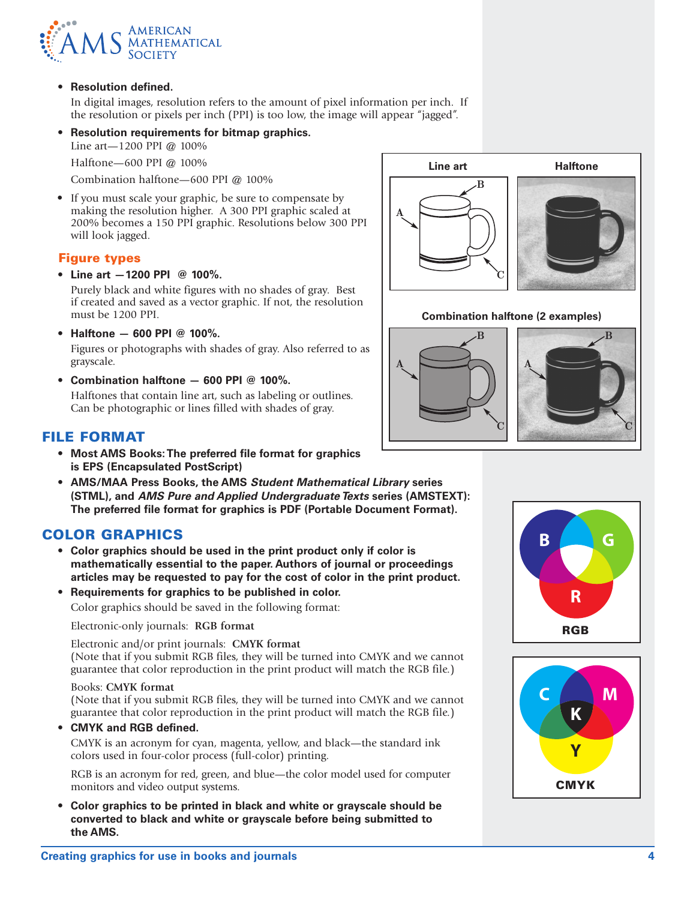- **Resolution defined.**

  In digital images, resolution refers to the amount of pixel information per inch. If the resolution or pixels per inch (PPI) is too low, the image will appear "jagged".

- **Resolution requirements for bitmap graphics.**

  Line art—1200 PPI @ 100%

  Halftone—600 PPI @ 100%

  Combination halftone—600 PPI @ 100%

- If you must scale your graphic, be sure to compensate by making the resolution higher. A 300 PPI graphic scaled at 200% becomes a 150 PPI graphic. Resolutions below 300 PPI will look jagged.

### Figure types

- **Line art —1200 PPI @ 100%.**

  Purely black and white figures with no shades of gray. Best if created and saved as a vector graphic. If not, the resolution must be 1200 PPI.

- **Halftone — 600 PPI @ 100%.**

  Figures or photographs with shades of gray. Also referred to as grayscale.

- **Combination halftone — 600 PPI @ 100%.**

  Halftones that contain line art, such as labeling or outlines. Can be photographic or lines filled with shades of gray.

Line art | Halftone

Combination halftone (2 examples)

## FILE FORMAT

- **Most AMS Books: The preferred file format for graphics is EPS (Encapsulated PostScript)**
- **AMS/MAA Press Books, the AMS *Student Mathematical Library* series (STML), and *AMS Pure and Applied Undergraduate Texts* series (AMSTEXT): The preferred file format for graphics is PDF (Portable Document Format).**

## COLOR GRAPHICS

- **Color graphics should be used in the print product only if color is mathematically essential to the paper. Authors of journal or proceedings articles may be requested to pay for the cost of color in the print product.**
- **Requirements for graphics to be published in color.**

  Color graphics should be saved in the following format:

  Electronic-only journals: **RGB format**

  Electronic and/or print journals: **CMYK format**
  (Note that if you submit RGB files, they will be turned into CMYK and we cannot guarantee that color reproduction in the print product will match the RGB file.)

  Books: **CMYK format**
  (Note that if you submit RGB files, they will be turned into CMYK and we cannot guarantee that color reproduction in the print product will match the RGB file.)

- **CMYK and RGB defined.**

  CMYK is an acronym for cyan, magenta, yellow, and black—the standard ink colors used in four-color process (full-color) printing.

  RGB is an acronym for red, green, and blue—the color model used for computer monitors and video output systems.

- **Color graphics to be printed in black and white or grayscale should be converted to black and white or grayscale before being submitted to the AMS.**

RGB

CMYK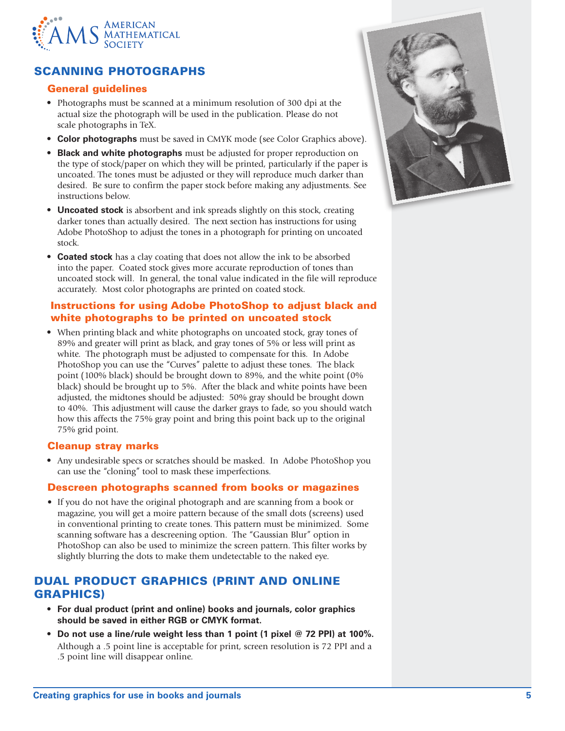## SCANNING PHOTOGRAPHS

### General guidelines

- Photographs must be scanned at a minimum resolution of 300 dpi at the actual size the photograph will be used in the publication. Please do not scale photographs in TeX.
- **Color photographs** must be saved in CMYK mode (see Color Graphics above).
- **Black and white photographs** must be adjusted for proper reproduction on the type of stock/paper on which they will be printed, particularly if the paper is uncoated. The tones must be adjusted or they will reproduce much darker than desired. Be sure to confirm the paper stock before making any adjustments. See instructions below.
- **Uncoated stock** is absorbent and ink spreads slightly on this stock, creating darker tones than actually desired. The next section has instructions for using Adobe PhotoShop to adjust the tones in a photograph for printing on uncoated stock.
- **Coated stock** has a clay coating that does not allow the ink to be absorbed into the paper. Coated stock gives more accurate reproduction of tones than uncoated stock will. In general, the tonal value indicated in the file will reproduce accurately. Most color photographs are printed on coated stock.

### Instructions for using Adobe PhotoShop to adjust black and white photographs to be printed on uncoated stock

- When printing black and white photographs on uncoated stock, gray tones of 89% and greater will print as black, and gray tones of 5% or less will print as white. The photograph must be adjusted to compensate for this. In Adobe PhotoShop you can use the "Curves" palette to adjust these tones. The black point (100% black) should be brought down to 89%, and the white point (0% black) should be brought up to 5%. After the black and white points have been adjusted, the midtones should be adjusted: 50% gray should be brought down to 40%. This adjustment will cause the darker grays to fade, so you should watch how this affects the 75% gray point and bring this point back up to the original 75% grid point.

### Cleanup stray marks

- Any undesirable specs or scratches should be masked. In Adobe PhotoShop you can use the "cloning" tool to mask these imperfections.

### Descreen photographs scanned from books or magazines

- If you do not have the original photograph and are scanning from a book or magazine, you will get a moire pattern because of the small dots (screens) used in conventional printing to create tones. This pattern must be minimized. Some scanning software has a descreening option. The "Gaussian Blur" option in PhotoShop can also be used to minimize the screen pattern. This filter works by slightly blurring the dots to make them undetectable to the naked eye.

## DUAL PRODUCT GRAPHICS (PRINT AND ONLINE GRAPHICS)

- **For dual product (print and online) books and journals, color graphics should be saved in either RGB or CMYK format.**
- **Do not use a line/rule weight less than 1 point (1 pixel @ 72 PPI) at 100%.** Although a .5 point line is acceptable for print, screen resolution is 72 PPI and a .5 point line will disappear online.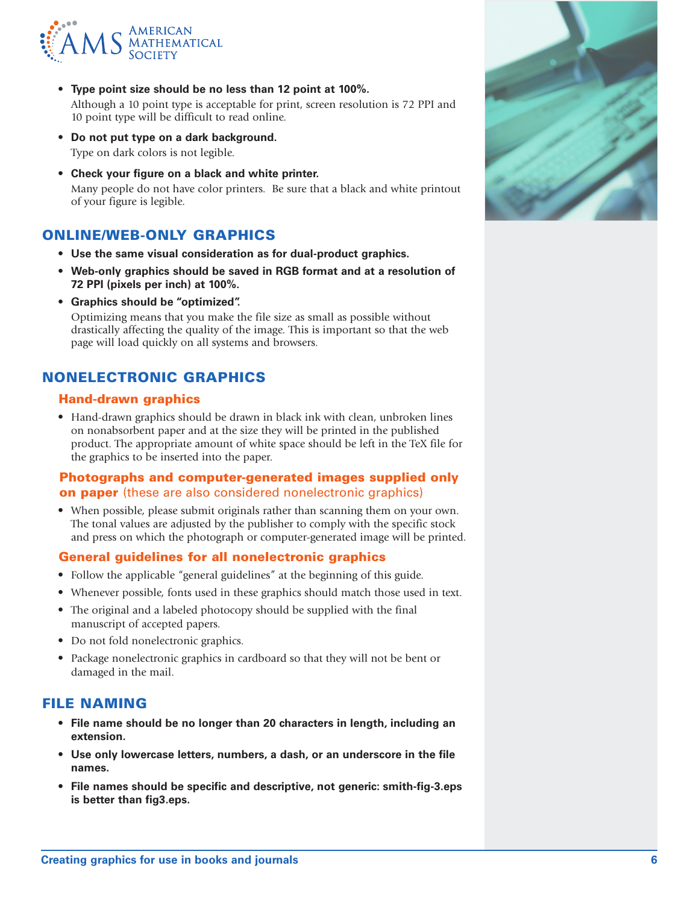- **Type point size should be no less than 12 point at 100%.**
  Although a 10 point type is acceptable for print, screen resolution is 72 PPI and 10 point type will be difficult to read online.
- **Do not put type on a dark background.**
  Type on dark colors is not legible.
- **Check your figure on a black and white printer.**
  Many people do not have color printers. Be sure that a black and white printout of your figure is legible.

## ONLINE/WEB-ONLY GRAPHICS

- **Use the same visual consideration as for dual-product graphics.**
- **Web-only graphics should be saved in RGB format and at a resolution of 72 PPI (pixels per inch) at 100%.**
- **Graphics should be "optimized".**
  Optimizing means that you make the file size as small as possible without drastically affecting the quality of the image. This is important so that the web page will load quickly on all systems and browsers.

## NONELECTRONIC GRAPHICS

### Hand-drawn graphics

- Hand-drawn graphics should be drawn in black ink with clean, unbroken lines on nonabsorbent paper and at the size they will be printed in the published product. The appropriate amount of white space should be left in the TeX file for the graphics to be inserted into the paper.

### Photographs and computer-generated images supplied only on paper (these are also considered nonelectronic graphics)

- When possible, please submit originals rather than scanning them on your own. The tonal values are adjusted by the publisher to comply with the specific stock and press on which the photograph or computer-generated image will be printed.

### General guidelines for all nonelectronic graphics

- Follow the applicable "general guidelines" at the beginning of this guide.
- Whenever possible, fonts used in these graphics should match those used in text.
- The original and a labeled photocopy should be supplied with the final manuscript of accepted papers.
- Do not fold nonelectronic graphics.
- Package nonelectronic graphics in cardboard so that they will not be bent or damaged in the mail.

## FILE NAMING

- **File name should be no longer than 20 characters in length, including an extension.**
- **Use only lowercase letters, numbers, a dash, or an underscore in the file names.**
- **File names should be specific and descriptive, not generic: smith-fig-3.eps is better than fig3.eps.**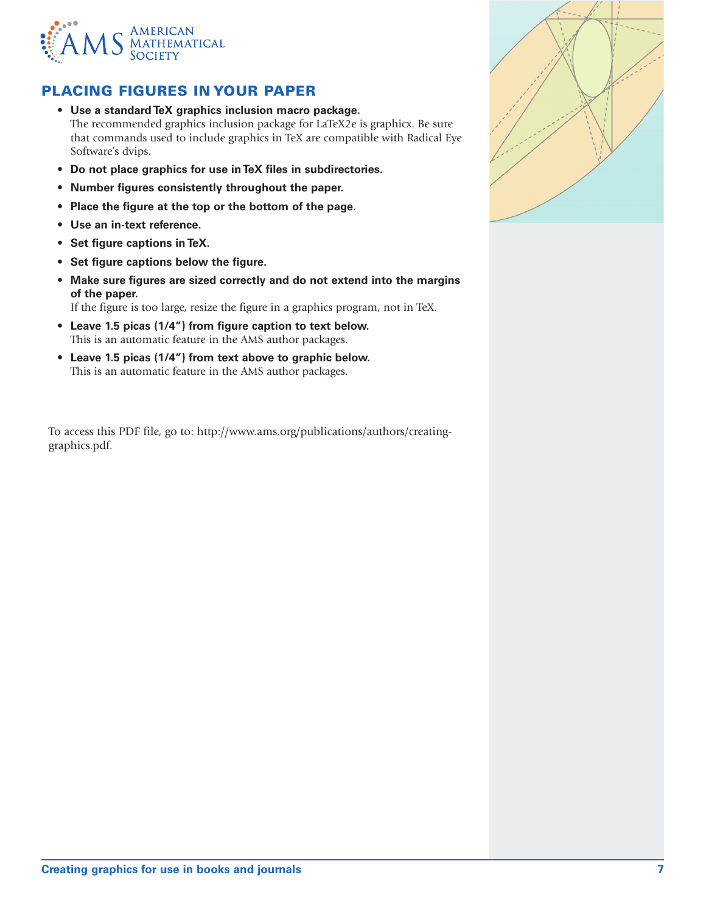AMERICAN MATHEMATICAL SOCIETY

## PLACING FIGURES IN YOUR PAPER

- **Use a standard TeX graphics inclusion macro package.**
  The recommended graphics inclusion package for LaTeX2e is graphicx. Be sure that commands used to include graphics in TeX are compatible with Radical Eye Software's dvips.
- **Do not place graphics for use in TeX files in subdirectories.**
- **Number figures consistently throughout the paper.**
- **Place the figure at the top or the bottom of the page.**
- **Use an in-text reference.**
- **Set figure captions in TeX.**
- **Set figure captions below the figure.**
- **Make sure figures are sized correctly and do not extend into the margins of the paper.**
  If the figure is too large, resize the figure in a graphics program, not in TeX.
- **Leave 1.5 picas (1/4") from figure caption to text below.**
  This is an automatic feature in the AMS author packages.
- **Leave 1.5 picas (1/4") from text above to graphic below.**
  This is an automatic feature in the AMS author packages.

To access this PDF file, go to: http://www.ams.org/publications/authors/creating-graphics.pdf.